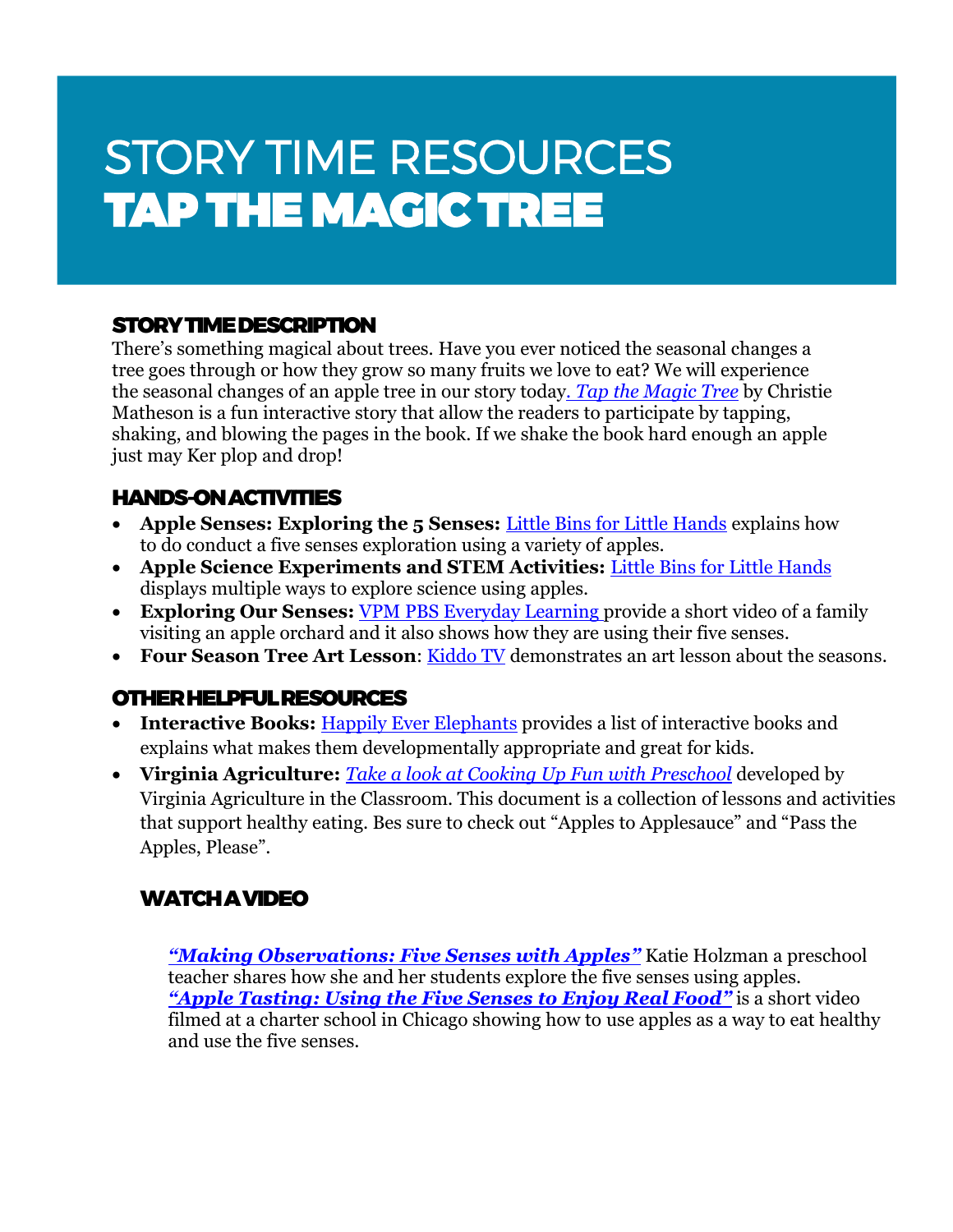# STORY TIME RESOURCES
# TAP THE MAGIC TREE

## STORY TIME DESCRIPTION

There's something magical about trees. Have you ever noticed the seasonal changes a tree goes through or how they grow so many fruits we love to eat? We will experience the seasonal changes of an apple tree in our story today. *Tap the Magic Tree* by Christie Matheson is a fun interactive story that allow the readers to participate by tapping, shaking, and blowing the pages in the book. If we shake the book hard enough an apple just may Ker plop and drop!

## HANDS-ON ACTIVITIES

- **Apple Senses: Exploring the 5 Senses:** Little Bins for Little Hands explains how to do conduct a five senses exploration using a variety of apples.
- **Apple Science Experiments and STEM Activities:** Little Bins for Little Hands displays multiple ways to explore science using apples.
- **Exploring Our Senses:** VPM PBS Everyday Learning provide a short video of a family visiting an apple orchard and it also shows how they are using their five senses.
- **Four Season Tree Art Lesson**: Kiddo TV demonstrates an art lesson about the seasons.

## OTHER HELPFUL RESOURCES

- **Interactive Books:** Happily Ever Elephants provides a list of interactive books and explains what makes them developmentally appropriate and great for kids.
- **Virginia Agriculture:** *Take a look at Cooking Up Fun with Preschool* developed by Virginia Agriculture in the Classroom. This document is a collection of lessons and activities that support healthy eating. Bes sure to check out "Apples to Applesauce" and "Pass the Apples, Please".

## WATCH A VIDEO

***"Making Observations: Five Senses with Apples"*** Katie Holzman a preschool teacher shares how she and her students explore the five senses using apples.
***"Apple Tasting: Using the Five Senses to Enjoy Real Food"*** is a short video filmed at a charter school in Chicago showing how to use apples as a way to eat healthy and use the five senses.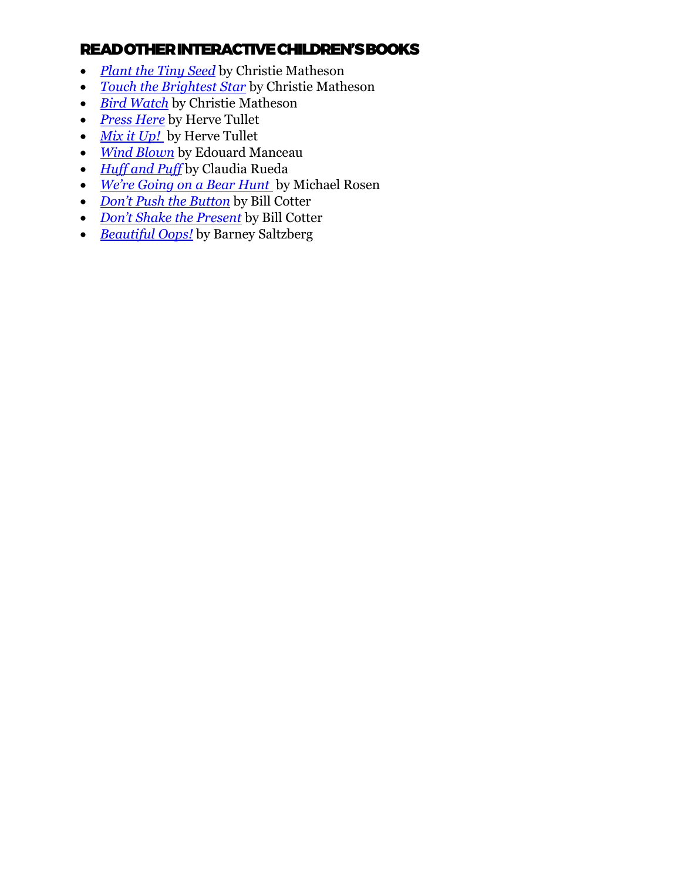## READ OTHER INTERACTIVE CHILDREN'S BOOKS

- *Plant the Tiny Seed* by Christie Matheson
- *Touch the Brightest Star* by Christie Matheson
- *Bird Watch* by Christie Matheson
- *Press Here* by Herve Tullet
- *Mix it Up!* by Herve Tullet
- *Wind Blown* by Edouard Manceau
- *Huff and Puff* by Claudia Rueda
- *We're Going on a Bear Hunt* by Michael Rosen
- *Don't Push the Button* by Bill Cotter
- *Don't Shake the Present* by Bill Cotter
- *Beautiful Oops!* by Barney Saltzberg